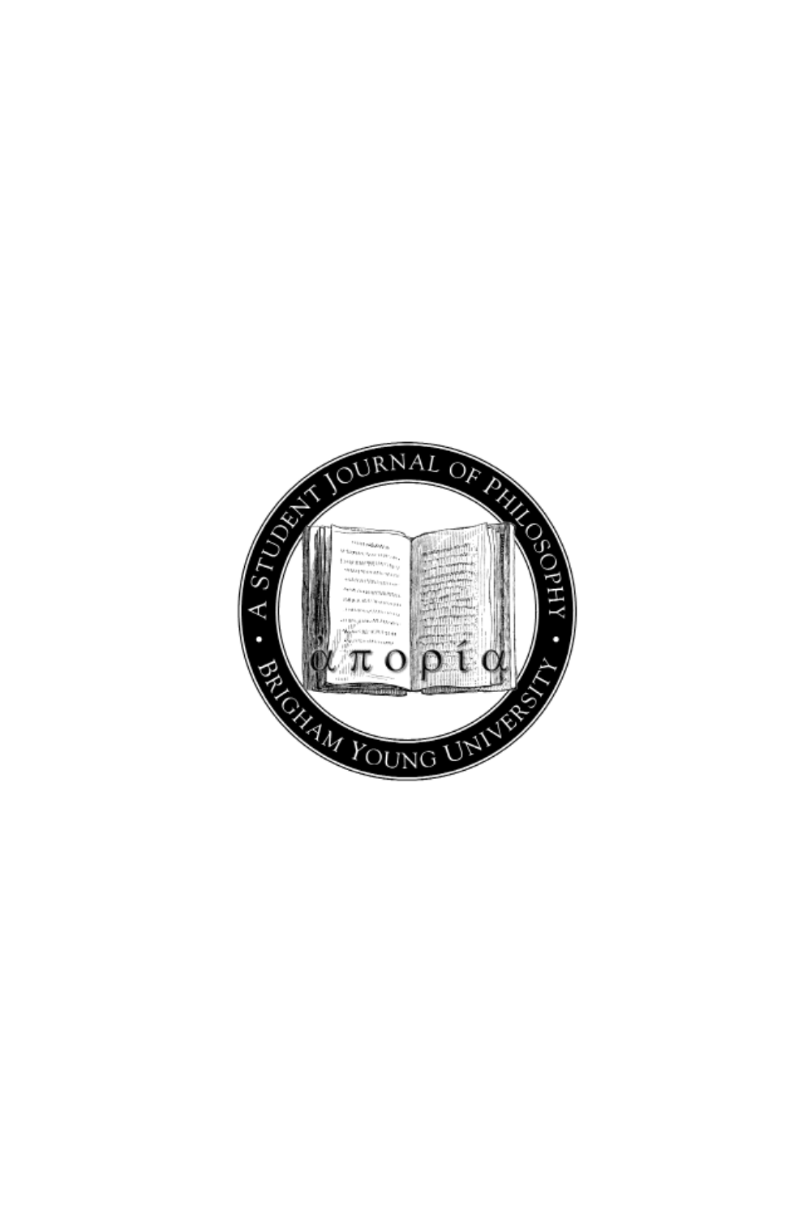A STUDENT JOURNAL OF PHILOSOPHY

απορία

BRIGHAM YOUNG UNIVERSITY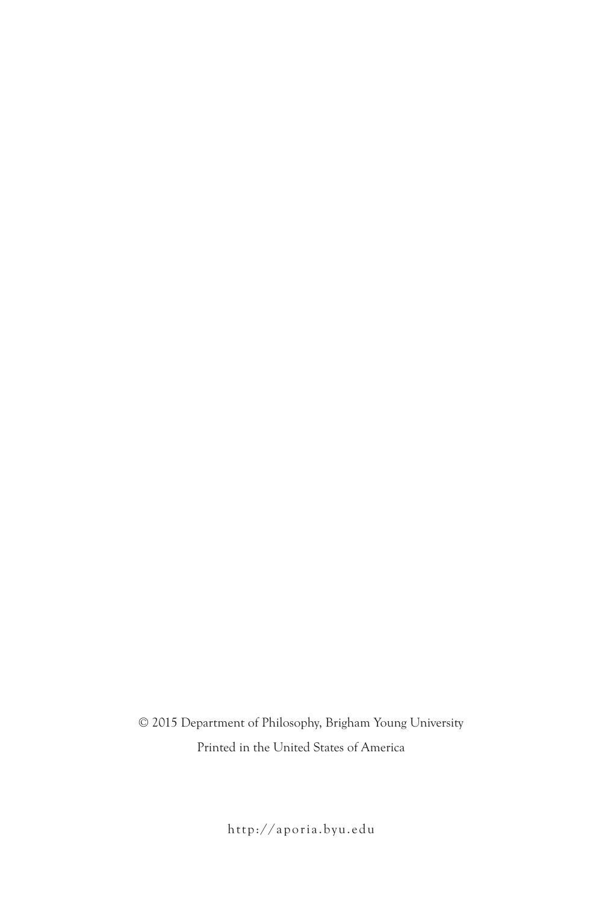© 2015 Department of Philosophy, Brigham Young University

Printed in the United States of America

http://aporia.byu.edu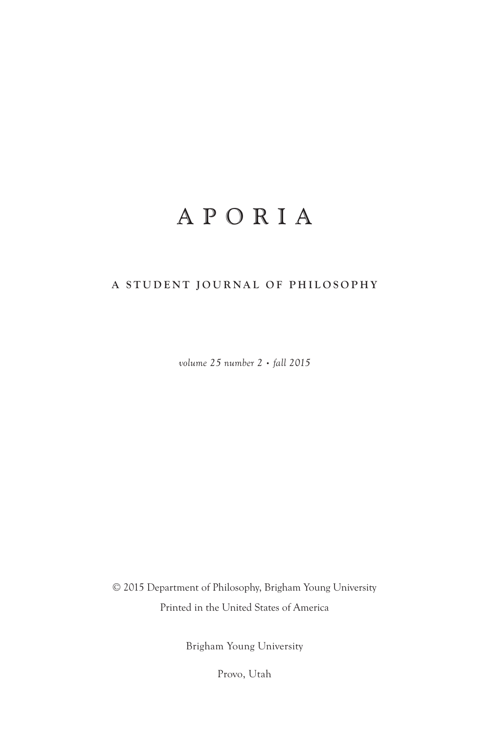# A P O R I A

## A STUDENT JOURNAL OF PHILOSOPHY

*volume 25 number 2 • fall 2015*

© 2015 Department of Philosophy, Brigham Young University

Printed in the United States of America

Brigham Young University

Provo, Utah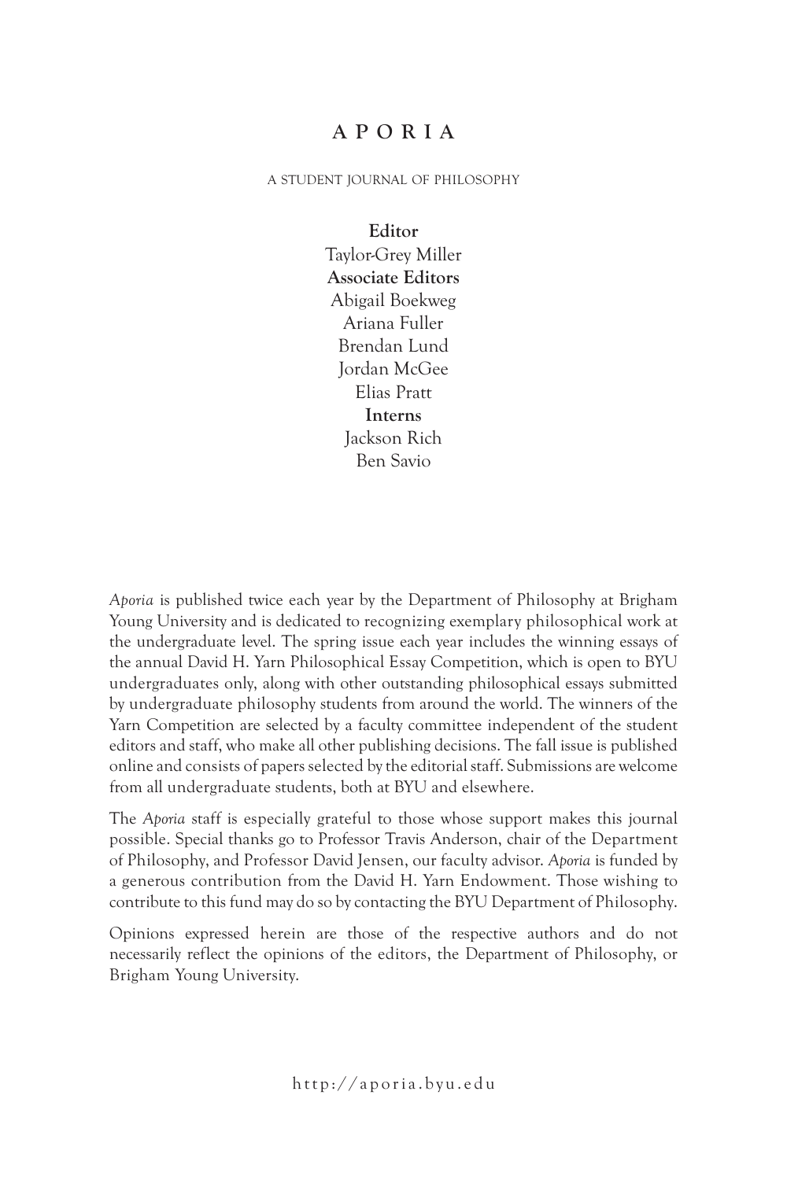# APORIA

A STUDENT JOURNAL OF PHILOSOPHY

**Editor**
Taylor-Grey Miller

**Associate Editors**
Abigail Boekweg
Ariana Fuller
Brendan Lund
Jordan McGee
Elias Pratt

**Interns**
Jackson Rich
Ben Savio

*Aporia* is published twice each year by the Department of Philosophy at Brigham Young University and is dedicated to recognizing exemplary philosophical work at the undergraduate level. The spring issue each year includes the winning essays of the annual David H. Yarn Philosophical Essay Competition, which is open to BYU undergraduates only, along with other outstanding philosophical essays submitted by undergraduate philosophy students from around the world. The winners of the Yarn Competition are selected by a faculty committee independent of the student editors and staff, who make all other publishing decisions. The fall issue is published online and consists of papers selected by the editorial staff. Submissions are welcome from all undergraduate students, both at BYU and elsewhere.

The *Aporia* staff is especially grateful to those whose support makes this journal possible. Special thanks go to Professor Travis Anderson, chair of the Department of Philosophy, and Professor David Jensen, our faculty advisor. *Aporia* is funded by a generous contribution from the David H. Yarn Endowment. Those wishing to contribute to this fund may do so by contacting the BYU Department of Philosophy.

Opinions expressed herein are those of the respective authors and do not necessarily reflect the opinions of the editors, the Department of Philosophy, or Brigham Young University.

http://aporia.byu.edu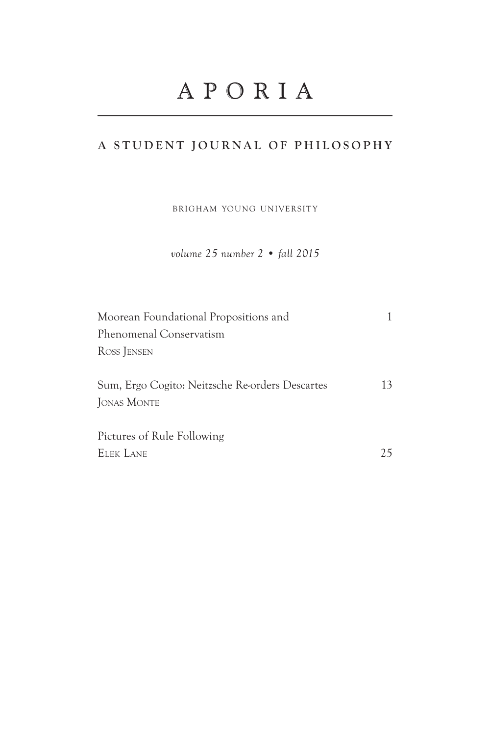# APORIA

## A STUDENT JOURNAL OF PHILOSOPHY

BRIGHAM YOUNG UNIVERSITY

*volume 25 number 2 • fall 2015*

| | |
|---|---|
| Moorean Foundational Propositions and Phenomenal Conservatism<br>Ross Jensen | 1 |
| Sum, Ergo Cogito: Neitzsche Re-orders Descartes<br>Jonas Monte | 13 |
| Pictures of Rule Following<br>Elek Lane | 25 |